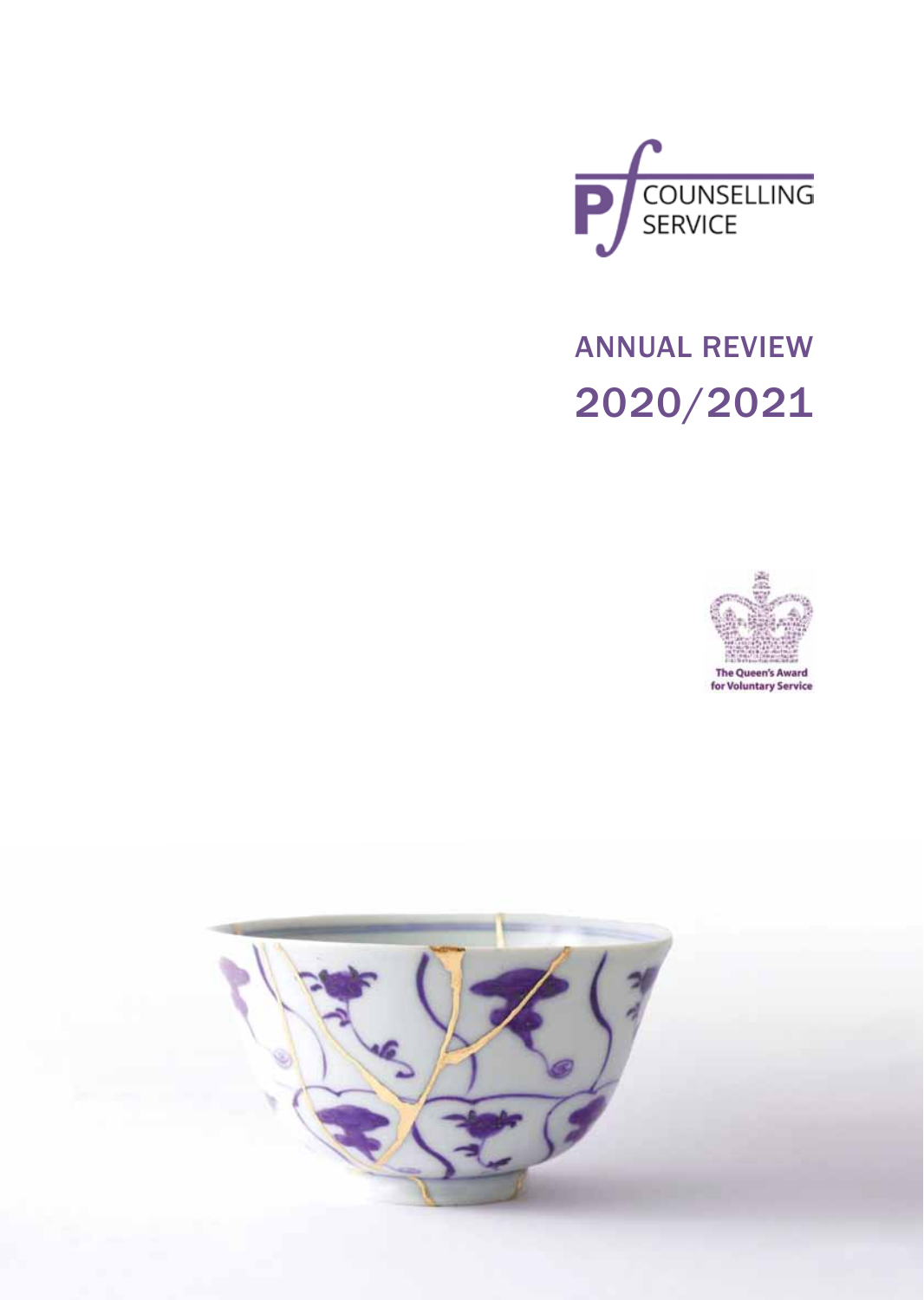PF COUNSELLING SERVICE

# ANNUAL REVIEW 2020/2021

The Queen's Award for Voluntary Service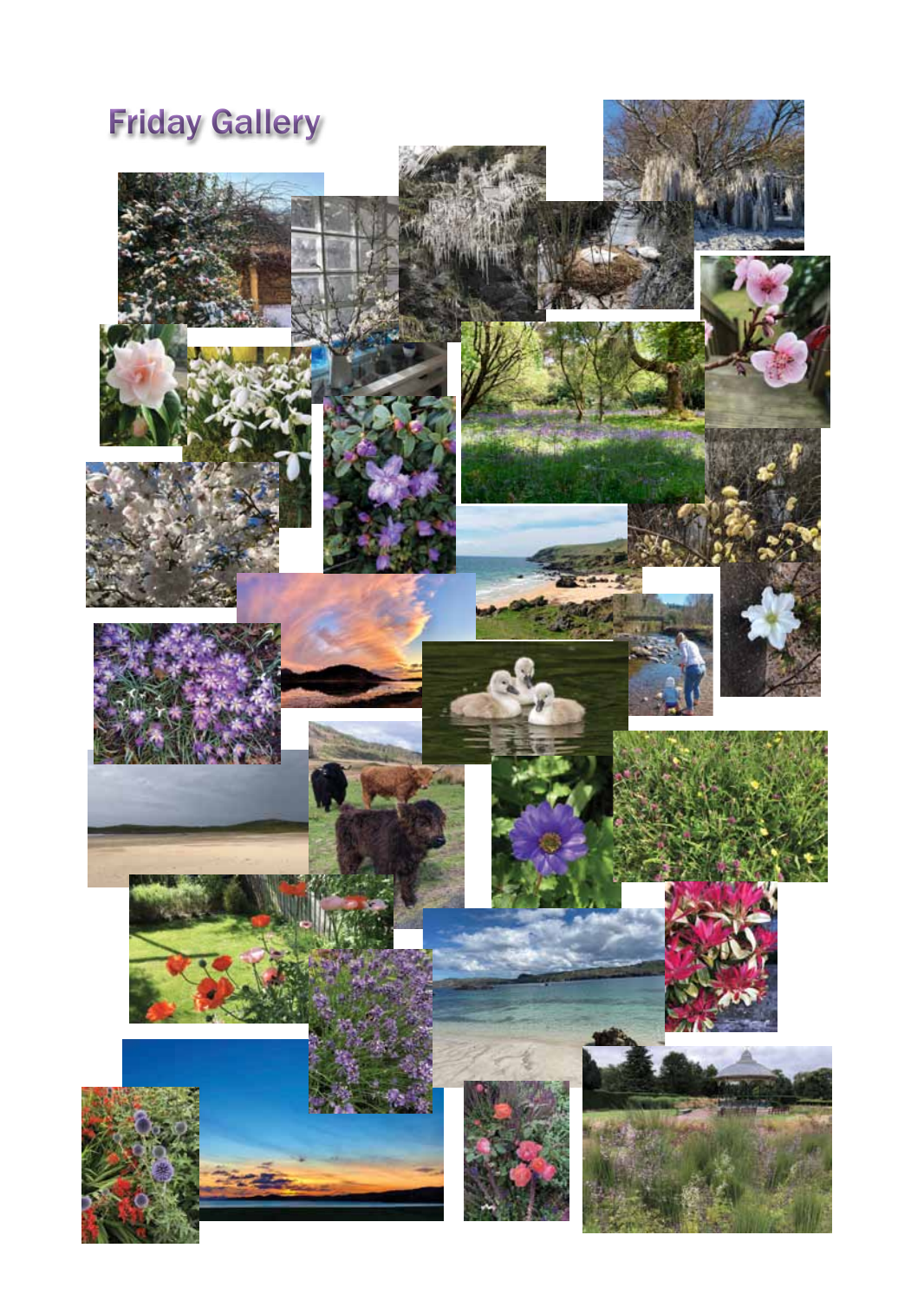# Friday Gallery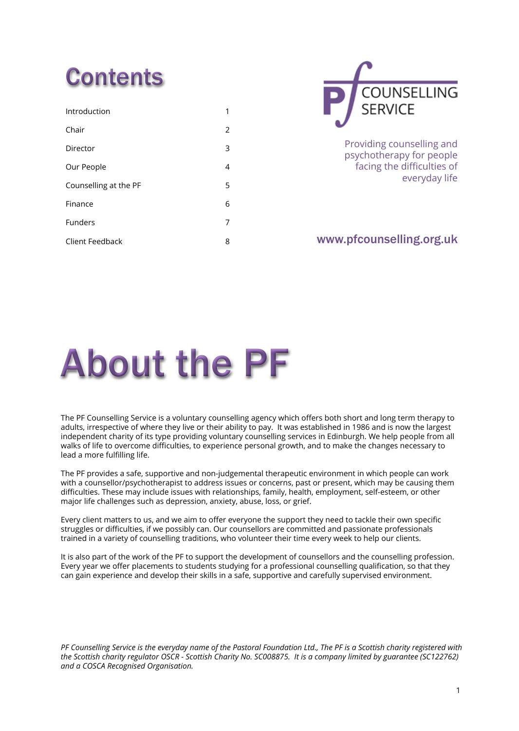# Contents

| | |
|---|---|
| Introduction | 1 |
| Chair | 2 |
| Director | 3 |
| Our People | 4 |
| Counselling at the PF | 5 |
| Finance | 6 |
| Funders | 7 |
| Client Feedback | 8 |

PF COUNSELLING SERVICE

Providing counselling and psychotherapy for people facing the difficulties of everyday life

www.pfcounselling.org.uk

# About the PF

The PF Counselling Service is a voluntary counselling agency which offers both short and long term therapy to adults, irrespective of where they live or their ability to pay. It was established in 1986 and is now the largest independent charity of its type providing voluntary counselling services in Edinburgh. We help people from all walks of life to overcome difficulties, to experience personal growth, and to make the changes necessary to lead a more fulfilling life.

The PF provides a safe, supportive and non-judgemental therapeutic environment in which people can work with a counsellor/psychotherapist to address issues or concerns, past or present, which may be causing them difficulties. These may include issues with relationships, family, health, employment, self-esteem, or other major life challenges such as depression, anxiety, abuse, loss, or grief.

Every client matters to us, and we aim to offer everyone the support they need to tackle their own specific struggles or difficulties, if we possibly can. Our counsellors are committed and passionate professionals trained in a variety of counselling traditions, who volunteer their time every week to help our clients.

It is also part of the work of the PF to support the development of counsellors and the counselling profession. Every year we offer placements to students studying for a professional counselling qualification, so that they can gain experience and develop their skills in a safe, supportive and carefully supervised environment.

*PF Counselling Service is the everyday name of the Pastoral Foundation Ltd., The PF is a Scottish charity registered with the Scottish charity regulator OSCR - Scottish Charity No. SC008875. It is a company limited by guarantee (SC122762) and a COSCA Recognised Organisation.*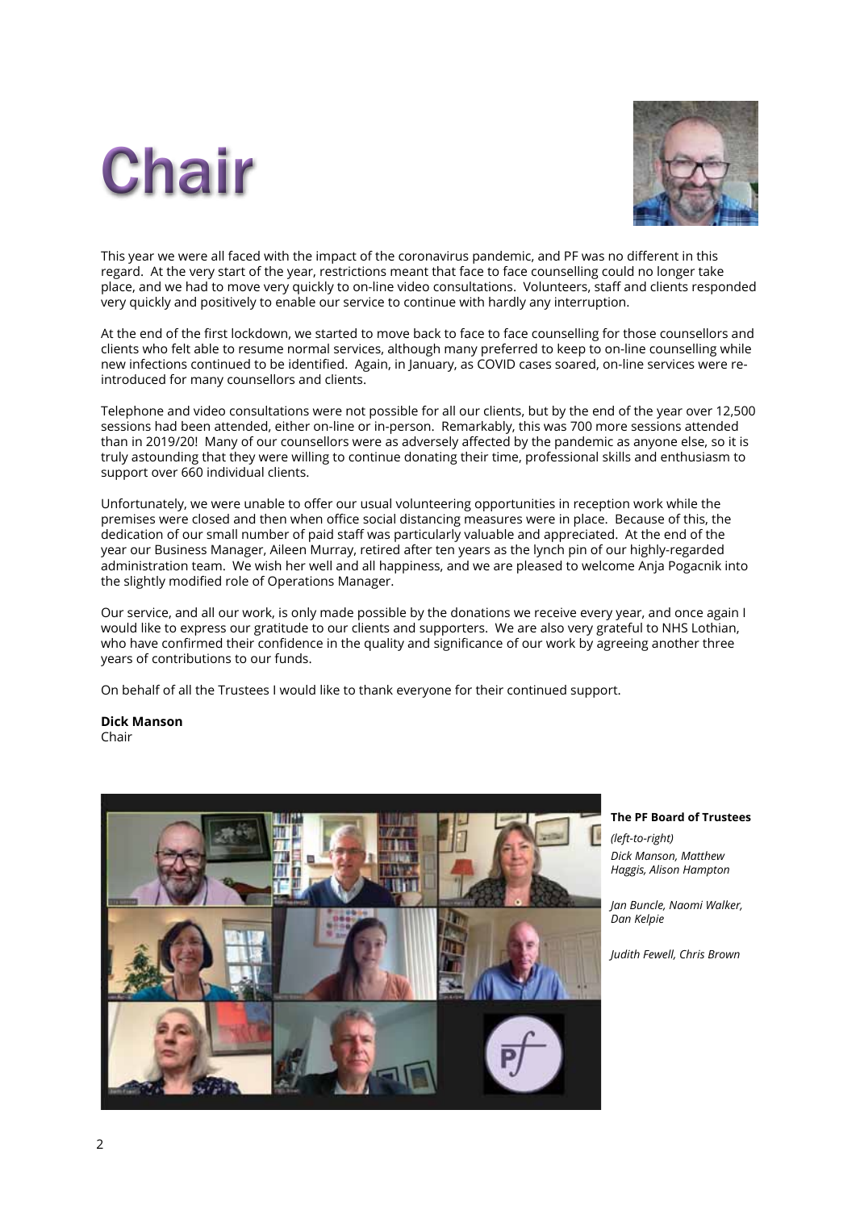# Chair

This year we were all faced with the impact of the coronavirus pandemic, and PF was no different in this regard. At the very start of the year, restrictions meant that face to face counselling could no longer take place, and we had to move very quickly to on-line video consultations. Volunteers, staff and clients responded very quickly and positively to enable our service to continue with hardly any interruption.

At the end of the first lockdown, we started to move back to face to face counselling for those counsellors and clients who felt able to resume normal services, although many preferred to keep to on-line counselling while new infections continued to be identified. Again, in January, as COVID cases soared, on-line services were re-introduced for many counsellors and clients.

Telephone and video consultations were not possible for all our clients, but by the end of the year over 12,500 sessions had been attended, either on-line or in-person. Remarkably, this was 700 more sessions attended than in 2019/20! Many of our counsellors were as adversely affected by the pandemic as anyone else, so it is truly astounding that they were willing to continue donating their time, professional skills and enthusiasm to support over 660 individual clients.

Unfortunately, we were unable to offer our usual volunteering opportunities in reception work while the premises were closed and then when office social distancing measures were in place. Because of this, the dedication of our small number of paid staff was particularly valuable and appreciated. At the end of the year our Business Manager, Aileen Murray, retired after ten years as the lynch pin of our highly-regarded administration team. We wish her well and all happiness, and we are pleased to welcome Anja Pogacnik into the slightly modified role of Operations Manager.

Our service, and all our work, is only made possible by the donations we receive every year, and once again I would like to express our gratitude to our clients and supporters. We are also very grateful to NHS Lothian, who have confirmed their confidence in the quality and significance of our work by agreeing another three years of contributions to our funds.

On behalf of all the Trustees I would like to thank everyone for their continued support.

**Dick Manson**
Chair

**The PF Board of Trustees**

*(left-to-right)*

*Dick Manson, Matthew Haggis, Alison Hampton*

*Jan Buncle, Naomi Walker, Dan Kelpie*

*Judith Fewell, Chris Brown*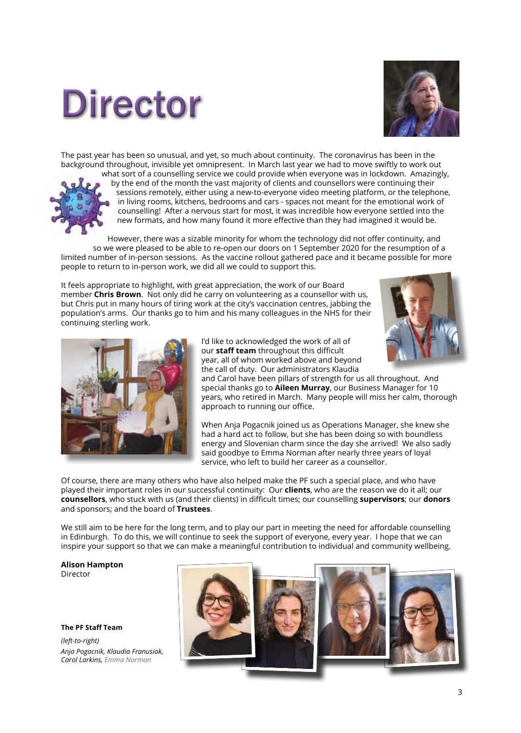# Director

The past year has been so unusual, and yet, so much about continuity. The coronavirus has been in the background throughout, invisible yet omnipresent. In March last year we had to move swiftly to work out what sort of a counselling service we could provide when everyone was in lockdown. Amazingly, by the end of the month the vast majority of clients and counsellors were continuing their sessions remotely, either using a new-to-everyone video meeting platform, or the telephone, in living rooms, kitchens, bedrooms and cars - spaces not meant for the emotional work of counselling! After a nervous start for most, it was incredible how everyone settled into the new formats, and how many found it more effective than they had imagined it would be.

However, there was a sizable minority for whom the technology did not offer continuity, and so we were pleased to be able to re-open our doors on 1 September 2020 for the resumption of a limited number of in-person sessions. As the vaccine rollout gathered pace and it became possible for more people to return to in-person work, we did all we could to support this.

It feels appropriate to highlight, with great appreciation, the work of our Board member **Chris Brown**. Not only did he carry on volunteering as a counsellor with us, but Chris put in many hours of tiring work at the city's vaccination centres, jabbing the population's arms. Our thanks go to him and his many colleagues in the NHS for their continuing sterling work.

I'd like to acknowledged the work of all of our **staff team** throughout this difficult year, all of whom worked above and beyond the call of duty. Our administrators Klaudia and Carol have been pillars of strength for us all throughout. And special thanks go to **Aileen Murray**, our Business Manager for 10 years, who retired in March. Many people will miss her calm, thorough approach to running our office.

When Anja Pogacnik joined us as Operations Manager, she knew she had a hard act to follow, but she has been doing so with boundless energy and Slovenian charm since the day she arrived! We also sadly said goodbye to Emma Norman after nearly three years of loyal service, who left to build her career as a counsellor.

Of course, there are many others who have also helped make the PF such a special place, and who have played their important roles in our successful continuity: Our **clients**, who are the reason we do it all; our **counsellors**, who stuck with us (and their clients) in difficult times; our counselling **supervisors**; our **donors** and sponsors; and the board of **Trustees**.

We still aim to be here for the long term, and to play our part in meeting the need for affordable counselling in Edinburgh. To do this, we will continue to seek the support of everyone, every year. I hope that we can inspire your support so that we can make a meaningful contribution to individual and community wellbeing.

**Alison Hampton**
Director

**The PF Staff Team**

*(left-to-right)*

*Anja Pogacnik, Klaudia Franusiak, Carol Larkins, Emma Norman*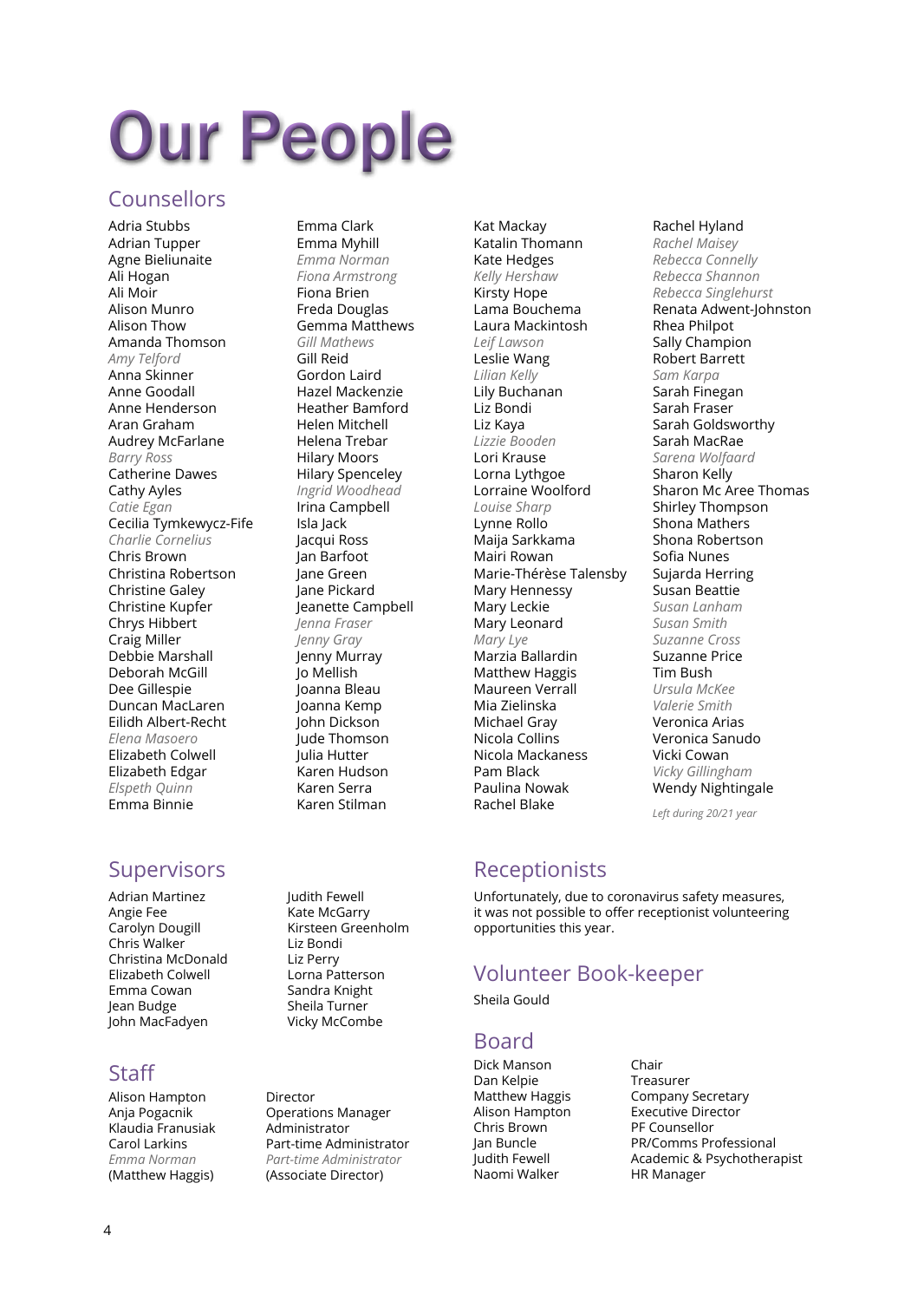# Our People

## Counsellors

Adria Stubbs
Adrian Tupper
Agne Bieliunaite
Ali Hogan
Ali Moir
Alison Munro
Alison Thow
Amanda Thomson
*Amy Telford*
Anna Skinner
Anne Goodall
Anne Henderson
Aran Graham
Audrey McFarlane
*Barry Ross*
Catherine Dawes
Cathy Ayles
*Catie Egan*
Cecilia Tymkewycz-Fife
*Charlie Cornelius*
Chris Brown
Christina Robertson
Christine Galey
Christine Kupfer
Chrys Hibbert
Craig Miller
Debbie Marshall
Deborah McGill
Dee Gillespie
Duncan MacLaren
Eilidh Albert-Recht
*Elena Masoero*
Elizabeth Colwell
Elizabeth Edgar
*Elspeth Quinn*
Emma Binnie
Emma Clark
Emma Myhill
*Emma Norman*
*Fiona Armstrong*
Fiona Brien
Freda Douglas
Gemma Matthews
*Gill Mathews*
Gill Reid
Gordon Laird
Hazel Mackenzie
Heather Bamford
Helen Mitchell
Helena Trebar
Hilary Moors
Hilary Spenceley
*Ingrid Woodhead*
Irina Campbell
Isla Jack
Jacqui Ross
Jan Barfoot
Jane Green
Jane Pickard
Jeanette Campbell
*Jenna Fraser*
*Jenny Gray*
Jenny Murray
Jo Mellish
Joanna Bleau
Joanna Kemp
John Dickson
Jude Thomson
Julia Hutter
Karen Hudson
Karen Serra
Karen Stilman
Kat Mackay
Katalin Thomann
Kate Hedges
*Kelly Hershaw*
Kirsty Hope
Lama Bouchema
Laura Mackintosh
*Leif Lawson*
Leslie Wang
*Lilian Kelly*
Lily Buchanan
Liz Bondi
Liz Kaya
*Lizzie Booden*
Lori Krause
Lorna Lythgoe
Lorraine Woolford
*Louise Sharp*
Lynne Rollo
Maija Sarkkama
Mairi Rowan
Marie-Thérèse Talensby
Mary Hennessy
Mary Leckie
Mary Leonard
*Mary Lye*
Marzia Ballardin
Matthew Haggis
Maureen Verrall
Mia Zielinska
Michael Gray
Nicola Collins
Nicola Mackaness
Pam Black
Paulina Nowak
Rachel Blake
Rachel Hyland
*Rachel Maisey*
*Rebecca Connelly*
*Rebecca Shannon*
*Rebecca Singlehurst*
Renata Adwent-Johnston
Rhea Philpot
Sally Champion
Robert Barrett
*Sam Karpa*
Sarah Finegan
Sarah Fraser
Sarah Goldsworthy
Sarah MacRae
*Sarena Wolfaard*
Sharon Kelly
Sharon Mc Aree Thomas
Shirley Thompson
Shona Mathers
Shona Robertson
Sofia Nunes
Sujarda Herring
Susan Beattie
*Susan Lanham*
*Susan Smith*
*Suzanne Cross*
Suzanne Price
Tim Bush
*Ursula McKee*
*Valerie Smith*
Veronica Arias
Veronica Sanudo
Vicki Cowan
*Vicky Gillingham*
Wendy Nightingale

*Left during 20/21 year*

## Supervisors

Adrian Martinez
Angie Fee
Carolyn Dougill
Chris Walker
Christina McDonald
Elizabeth Colwell
Emma Cowan
Jean Budge
John MacFadyen
Judith Fewell
Kate McGarry
Kirsteen Greenholm
Liz Bondi
Liz Perry
Lorna Patterson
Sandra Knight
Sheila Turner
Vicky McCombe

## Staff

| Name | Role |
|---|---|
| Alison Hampton | Director |
| Anja Pogacnik | Operations Manager |
| Klaudia Franusiak | Administrator |
| Carol Larkins | Part-time Administrator |
| *Emma Norman* | *Part-time Administrator* |
| (Matthew Haggis) | (Associate Director) |

## Receptionists

Unfortunately, due to coronavirus safety measures, it was not possible to offer receptionist volunteering opportunities this year.

## Volunteer Book-keeper

Sheila Gould

## Board

| Name | Role |
|---|---|
| Dick Manson | Chair |
| Dan Kelpie | Treasurer |
| Matthew Haggis | Company Secretary |
| Alison Hampton | Executive Director |
| Chris Brown | PF Counsellor |
| Jan Buncle | PR/Comms Professional |
| Judith Fewell | Academic & Psychotherapist |
| Naomi Walker | HR Manager |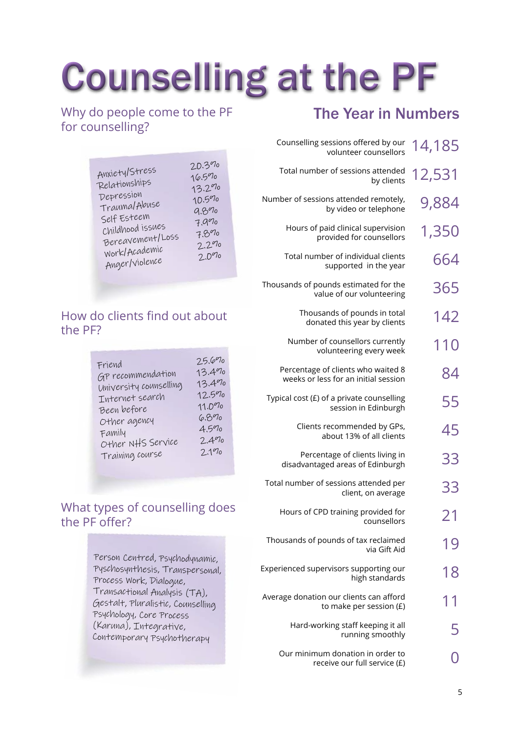# Counselling at the PF

## Why do people come to the PF for counselling?

| Reason | % |
|---|---|
| Anxiety/Stress | 20.3% |
| Relationships | 16.5% |
| Depression | 13.2% |
| Trauma/Abuse | 10.5% |
| Self Esteem | 9.8% |
| Childhood issues | 7.9% |
| Bereavement/Loss | 7.8% |
| Work/Academic | 2.2% |
| Anger/Violence | 2.0% |

## How do clients find out about the PF?

| Source | % |
|---|---|
| Friend | 25.6% |
| GP recommendation | 13.4% |
| University counselling | 13.4% |
| Internet search | 12.5% |
| Been before | 11.0% |
| Other agency | 6.8% |
| Family | 4.5% |
| Other NHS Service | 2.4% |
| Training course | 2.1% |

## What types of counselling does the PF offer?

Person Centred, Psychodynamic, Pyschosynthesis, Transpersonal, Process Work, Dialogue, Transactional Analysis (TA), Gestalt, Pluralistic, Counselling Psychology, Core Process (Karuna), Integrative, Contemporary Psychotherapy

## The Year in Numbers

| | |
|---|---|
| Counselling sessions offered by our volunteer counsellors | 14,185 |
| Total number of sessions attended by clients | 12,531 |
| Number of sessions attended remotely, by video or telephone | 9,884 |
| Hours of paid clinical supervision provided for counsellors | 1,350 |
| Total number of individual clients supported in the year | 664 |
| Thousands of pounds estimated for the value of our volunteering | 365 |
| Thousands of pounds in total donated this year by clients | 142 |
| Number of counsellors currently volunteering every week | 110 |
| Percentage of clients who waited 8 weeks or less for an initial session | 84 |
| Typical cost (£) of a private counselling session in Edinburgh | 55 |
| Clients recommended by GPs, about 13% of all clients | 45 |
| Percentage of clients living in disadvantaged areas of Edinburgh | 33 |
| Total number of sessions attended per client, on average | 33 |
| Hours of CPD training provided for counsellors | 21 |
| Thousands of pounds of tax reclaimed via Gift Aid | 19 |
| Experienced supervisors supporting our high standards | 18 |
| Average donation our clients can afford to make per session (£) | 11 |
| Hard-working staff keeping it all running smoothly | 5 |
| Our minimum donation in order to receive our full service (£) | 0 |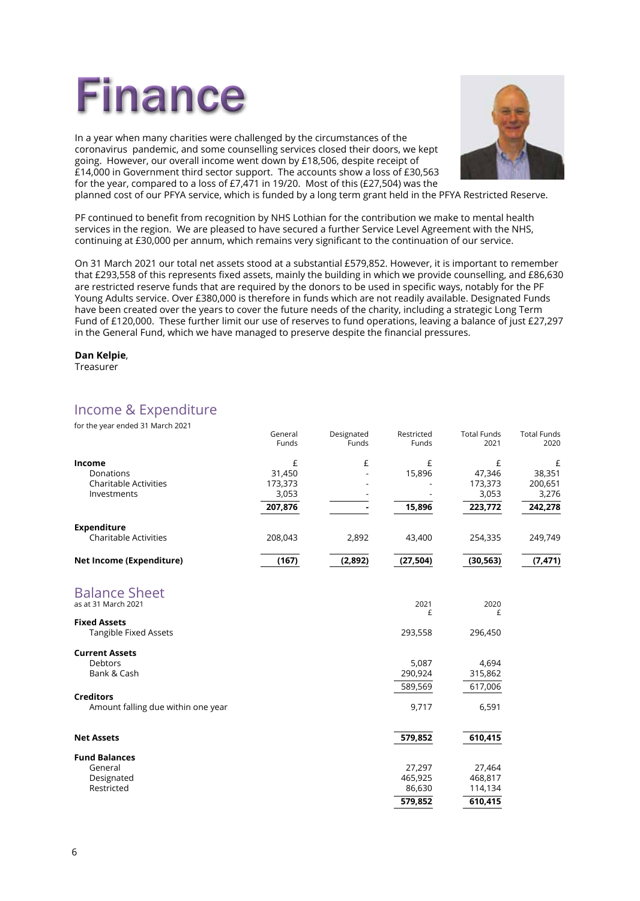# Finance

In a year when many charities were challenged by the circumstances of the coronavirus pandemic, and some counselling services closed their doors, we kept going. However, our overall income went down by £18,506, despite receipt of £14,000 in Government third sector support. The accounts show a loss of £30,563 for the year, compared to a loss of £7,471 in 19/20. Most of this (£27,504) was the planned cost of our PFYA service, which is funded by a long term grant held in the PFYA Restricted Reserve.

PF continued to benefit from recognition by NHS Lothian for the contribution we make to mental health services in the region. We are pleased to have secured a further Service Level Agreement with the NHS, continuing at £30,000 per annum, which remains very significant to the continuation of our service.

On 31 March 2021 our total net assets stood at a substantial £579,852. However, it is important to remember that £293,558 of this represents fixed assets, mainly the building in which we provide counselling, and £86,630 are restricted reserve funds that are required by the donors to be used in specific ways, notably for the PF Young Adults service. Over £380,000 is therefore in funds which are not readily available. Designated Funds have been created over the years to cover the future needs of the charity, including a strategic Long Term Fund of £120,000. These further limit our use of reserves to fund operations, leaving a balance of just £27,297 in the General Fund, which we have managed to preserve despite the financial pressures.

**Dan Kelpie**,
Treasurer

## Income & Expenditure

for the year ended 31 March 2021

| | General Funds | Designated Funds | Restricted Funds | Total Funds 2021 | Total Funds 2020 |
|---|---|---|---|---|---|
| **Income** | £ | £ | £ | £ | £ |
| Donations | 31,450 | - | 15,896 | 47,346 | 38,351 |
| Charitable Activities | 173,373 | - | - | 173,373 | 200,651 |
| Investments | 3,053 | - | - | 3,053 | 3,276 |
| | **207,876** | **-** | **15,896** | **223,772** | **242,278** |
| **Expenditure** | | | | | |
| Charitable Activities | 208,043 | 2,892 | 43,400 | 254,335 | 249,749 |
| **Net Income (Expenditure)** | **(167)** | **(2,892)** | **(27,504)** | **(30,563)** | **(7,471)** |

## Balance Sheet

as at 31 March 2021

| | 2021 £ | 2020 £ |
|---|---|---|
| **Fixed Assets** | | |
| Tangible Fixed Assets | 293,558 | 296,450 |
| **Current Assets** | | |
| Debtors | 5,087 | 4,694 |
| Bank & Cash | 290,924 | 315,862 |
| | 589,569 | 617,006 |
| **Creditors** | | |
| Amount falling due within one year | 9,717 | 6,591 |
| **Net Assets** | **579,852** | **610,415** |
| **Fund Balances** | | |
| General | 27,297 | 27,464 |
| Designated | 465,925 | 468,817 |
| Restricted | 86,630 | 114,134 |
| | **579,852** | **610,415** |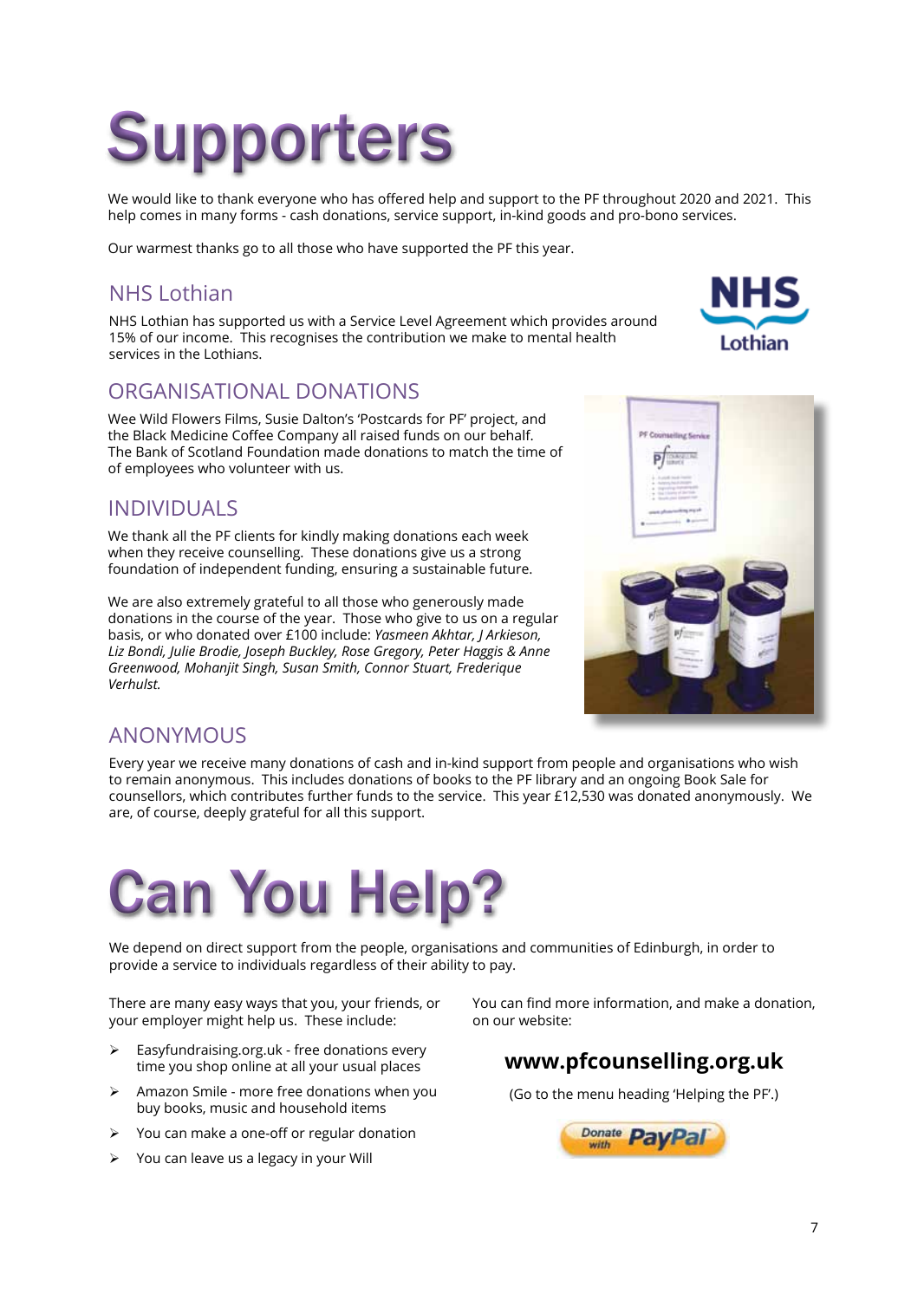# Supporters

We would like to thank everyone who has offered help and support to the PF throughout 2020 and 2021. This help comes in many forms - cash donations, service support, in-kind goods and pro-bono services.

Our warmest thanks go to all those who have supported the PF this year.

## NHS Lothian

NHS Lothian has supported us with a Service Level Agreement which provides around 15% of our income. This recognises the contribution we make to mental health services in the Lothians.

## ORGANISATIONAL DONATIONS

Wee Wild Flowers Films, Susie Dalton's 'Postcards for PF' project, and the Black Medicine Coffee Company all raised funds on our behalf. The Bank of Scotland Foundation made donations to match the time of of employees who volunteer with us.

## INDIVIDUALS

We thank all the PF clients for kindly making donations each week when they receive counselling. These donations give us a strong foundation of independent funding, ensuring a sustainable future.

We are also extremely grateful to all those who generously made donations in the course of the year. Those who give to us on a regular basis, or who donated over £100 include: *Yasmeen Akhtar, J Arkieson, Liz Bondi, Julie Brodie, Joseph Buckley, Rose Gregory, Peter Haggis & Anne Greenwood, Mohanjit Singh, Susan Smith, Connor Stuart, Frederique Verhulst.*

## ANONYMOUS

Every year we receive many donations of cash and in-kind support from people and organisations who wish to remain anonymous. This includes donations of books to the PF library and an ongoing Book Sale for counsellors, which contributes further funds to the service. This year £12,530 was donated anonymously. We are, of course, deeply grateful for all this support.

# Can You Help?

We depend on direct support from the people, organisations and communities of Edinburgh, in order to provide a service to individuals regardless of their ability to pay.

There are many easy ways that you, your friends, or your employer might help us. These include:

- Easyfundraising.org.uk - free donations every time you shop online at all your usual places
- Amazon Smile - more free donations when you buy books, music and household items
- You can make a one-off or regular donation
- You can leave us a legacy in your Will

You can find more information, and make a donation, on our website:

**www.pfcounselling.org.uk**

(Go to the menu heading 'Helping the PF'.)

Donate with PayPal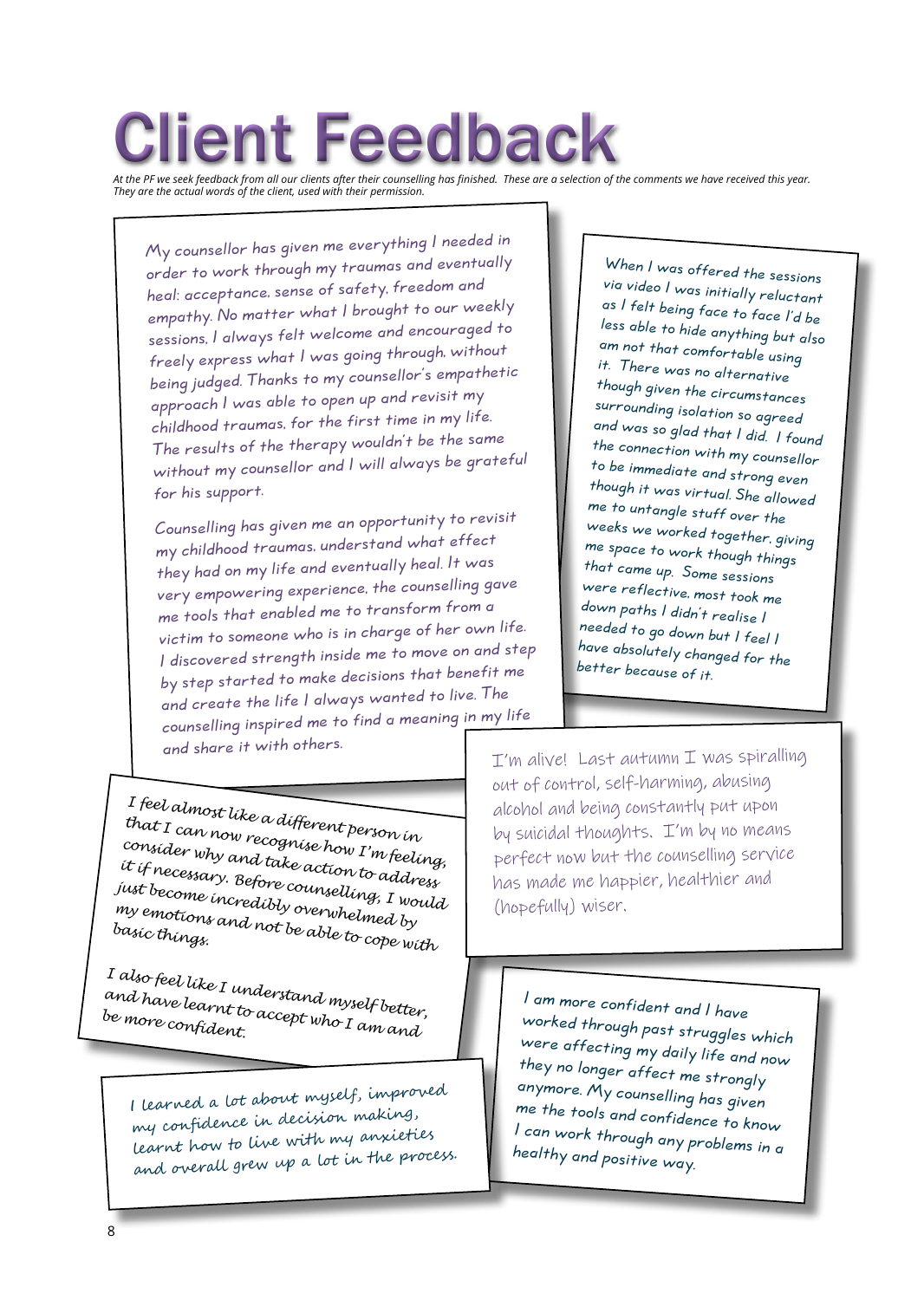# Client Feedback

*At the PF we seek feedback from all our clients after their counselling has finished. These are a selection of the comments we have received this year. They are the actual words of the client, used with their permission.*

My counsellor has given me everything I needed in order to work through my traumas and eventually heal: acceptance, sense of safety, freedom and empathy. No matter what I brought to our weekly sessions, I always felt welcome and encouraged to freely express what I was going through, without being judged. Thanks to my counsellor's empathetic approach I was able to open up and revisit my childhood traumas, for the first time in my life. The results of the therapy wouldn't be the same without my counsellor and I will always be grateful for his support.

Counselling has given me an opportunity to revisit my childhood traumas, understand what effect they had on my life and eventually heal. It was very empowering experience, the counselling gave me tools that enabled me to transform from a victim to someone who is in charge of her own life. I discovered strength inside me to move on and step by step started to make decisions that benefit me and create the life I always wanted to live. The counselling inspired me to find a meaning in my life and share it with others.

When I was offered the sessions via video I was initially reluctant as I felt being face to face I'd be less able to hide anything but also am not that comfortable using it. There was no alternative though given the circumstances surrounding isolation so agreed and was so glad that I did. I found the connection with my counsellor to be immediate and strong even though it was virtual. She allowed me to untangle stuff over the weeks we worked together, giving me space to work though things that came up. Some sessions were reflective, most took me down paths I didn't realise I needed to go down but I feel I have absolutely changed for the better because of it.

I feel almost like a different person in that I can now recognise how I'm feeling, consider why and take action to address it if necessary. Before counselling, I would just become incredibly overwhelmed by my emotions and not be able to cope with basic things.

I also feel like I understand myself better, and have learnt to accept who I am and be more confident.

I'm alive! Last autumn I was spiralling out of control, self-harming, abusing alcohol and being constantly put upon by suicidal thoughts. I'm by no means perfect now but the counselling service has made me happier, healthier and (hopefully) wiser.

I learned a lot about myself, improved my confidence in decision making, learnt how to live with my anxieties and overall grew up a lot in the process.

I am more confident and I have worked through past struggles which were affecting my daily life and now they no longer affect me strongly anymore. My counselling has given me the tools and confidence to know I can work through any problems in a healthy and positive way.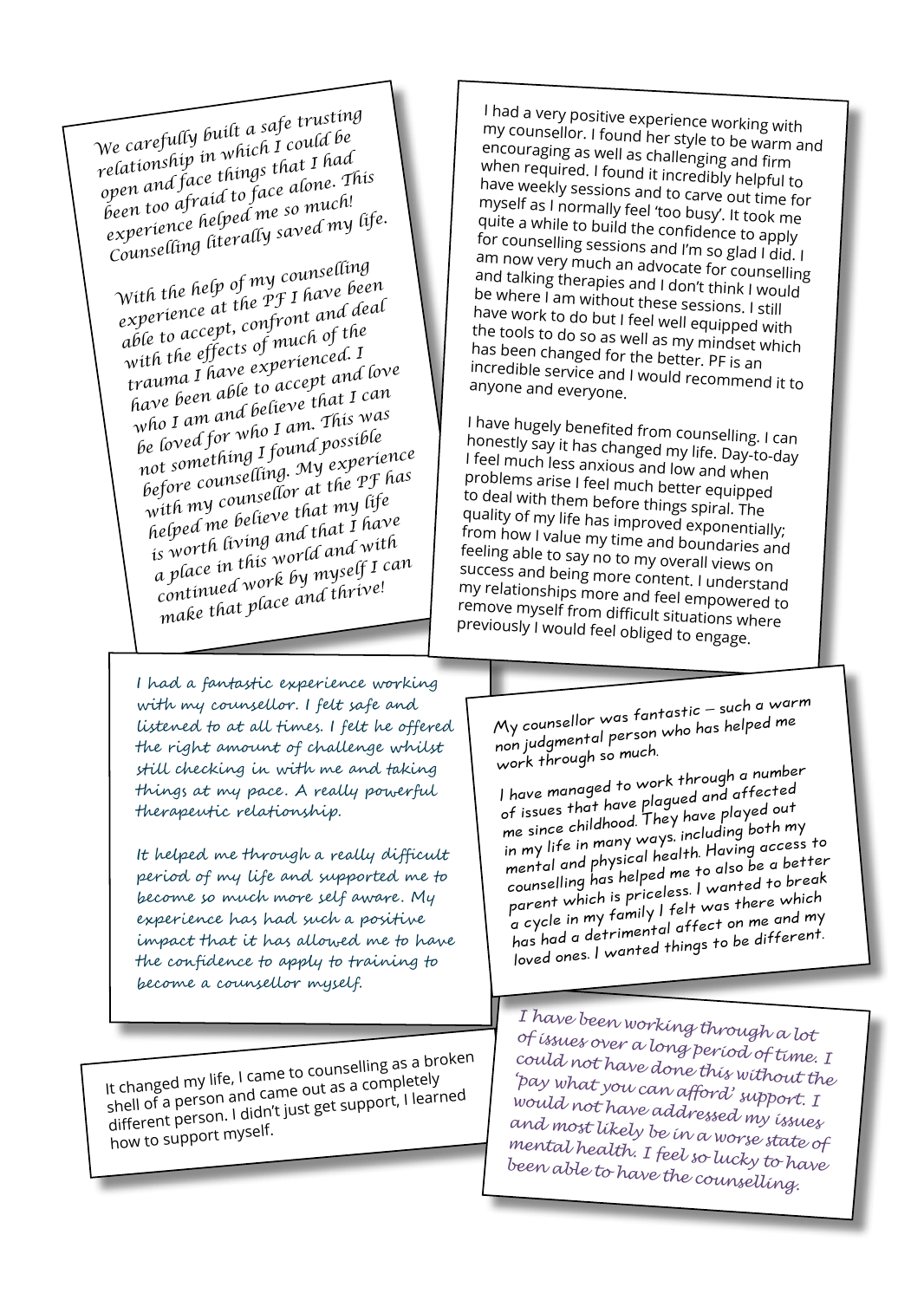*We carefully built a safe trusting relationship in which I could be open and face things that I had been too afraid to face alone. This experience helped me so much! Counselling literally saved my life.*

*With the help of my counselling experience at the PF I have been able to accept, confront and deal with the effects of much of the trauma I have experienced. I have been able to accept and love who I am and believe that I can be loved for who I am. This was not something I found possible before counselling. My experience with my counsellor at the PF has helped me believe that my life is worth living and that I have a place in this world and with continued work by myself I can make that place and thrive!*

I had a very positive experience working with my counsellor. I found her style to be warm and encouraging as well as challenging and firm when required. I found it incredibly helpful to have weekly sessions and to carve out time for myself as I normally feel 'too busy'. It took me quite a while to build the confidence to apply for counselling sessions and I'm so glad I did. I am now very much an advocate for counselling and talking therapies and I don't think I would be where I am without these sessions. I still have work to do but I feel well equipped with the tools to do so as well as my mindset which has been changed for the better. PF is an incredible service and I would recommend it to anyone and everyone.

I have hugely benefited from counselling. I can honestly say it has changed my life. Day-to-day I feel much less anxious and low and when problems arise I feel much better equipped to deal with them before things spiral. The quality of my life has improved exponentially; from how I value my time and boundaries and feeling able to say no to my overall views on success and being more content. I understand my relationships more and feel empowered to remove myself from difficult situations where previously I would feel obliged to engage.

*I had a fantastic experience working with my counsellor. I felt safe and listened to at all times. I felt he offered the right amount of challenge whilst still checking in with me and taking things at my pace. A really powerful therapeutic relationship.*

*It helped me through a really difficult period of my life and supported me to become so much more self aware. My experience has had such a positive impact that it has allowed me to have the confidence to apply to training to become a counsellor myself.*

My counsellor was fantastic – such a warm non judgmental person who has helped me work through so much.

I have managed to work through a number of issues that have plagued and affected me since childhood. They have played out in my life in many ways, including both my mental and physical health. Having access to counselling has helped me to also be a better parent which is priceless. I wanted to break a cycle in my family I felt was there which has had a detrimental affect on me and my loved ones. I wanted things to be different.

It changed my life, I came to counselling as a broken shell of a person and came out as a completely different person. I didn't just get support, I learned how to support myself.

*I have been working through a lot of issues over a long period of time. I could not have done this without the 'pay what you can afford' support. I would not have addressed my issues and most likely be in a worse state of mental health. I feel so lucky to have been able to have the counselling.*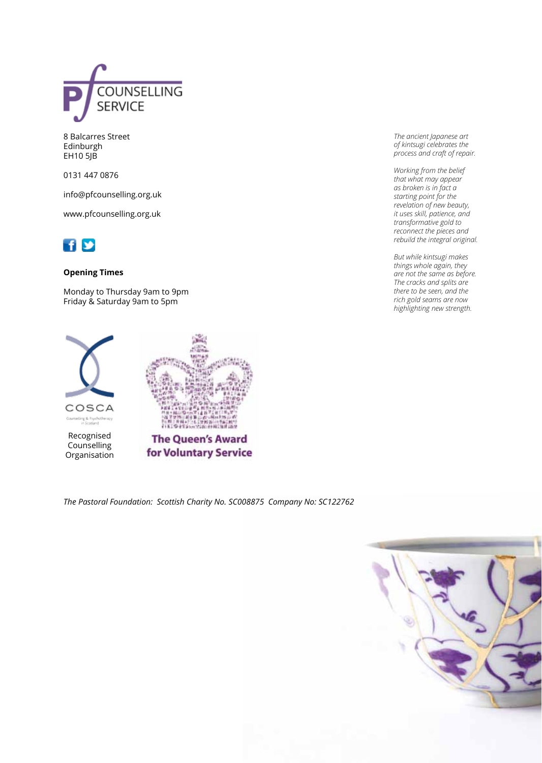PF COUNSELLING SERVICE

8 Balcarres Street
Edinburgh
EH10 5JB

0131 447 0876

info@pfcounselling.org.uk

www.pfcounselling.org.uk

**Opening Times**

Monday to Thursday 9am to 9pm
Friday & Saturday 9am to 5pm

*The ancient Japanese art of kintsugi celebrates the process and craft of repair.*

*Working from the belief that what may appear as broken is in fact a starting point for the revelation of new beauty, it uses skill, patience, and transformative gold to reconnect the pieces and rebuild the integral original.*

*But while kintsugi makes things whole again, they are not the same as before. The cracks and splits are there to be seen, and the rich gold seams are now highlighting new strength.*

COSCA
Counselling & Psychotherapy in Scotland

Recognised Counselling Organisation

**The Queen's Award for Voluntary Service**

*The Pastoral Foundation: Scottish Charity No. SC008875 Company No: SC122762*